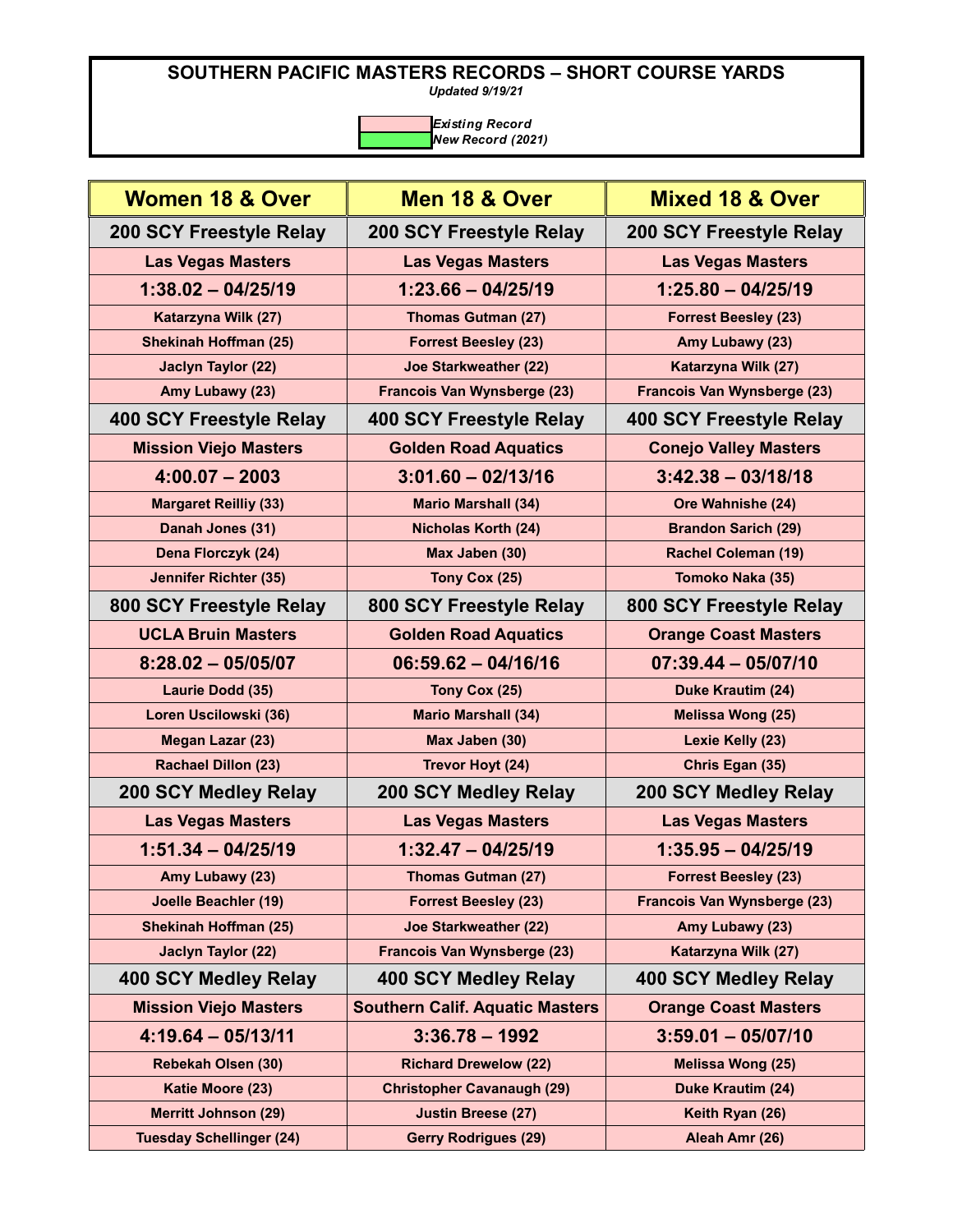# SOUTHERN PACIFIC MASTERS RECORDS – SHORT COURSE YARDS

*Updated 9/19/21*

*Existing Record*
*New Record (2021)*

| Women 18 & Over | Men 18 & Over | Mixed 18 & Over |
|---|---|---|
| **200 SCY Freestyle Relay** | **200 SCY Freestyle Relay** | **200 SCY Freestyle Relay** |
| Las Vegas Masters | Las Vegas Masters | Las Vegas Masters |
| 1:38.02 – 04/25/19 | 1:23.66 – 04/25/19 | 1:25.80 – 04/25/19 |
| Katarzyna Wilk (27) | Thomas Gutman (27) | Forrest Beesley (23) |
| Shekinah Hoffman (25) | Forrest Beesley (23) | Amy Lubawy (23) |
| Jaclyn Taylor (22) | Joe Starkweather (22) | Katarzyna Wilk (27) |
| Amy Lubawy (23) | Francois Van Wynsberge (23) | Francois Van Wynsberge (23) |
| **400 SCY Freestyle Relay** | **400 SCY Freestyle Relay** | **400 SCY Freestyle Relay** |
| Mission Viejo Masters | Golden Road Aquatics | Conejo Valley Masters |
| 4:00.07 – 2003 | 3:01.60 – 02/13/16 | 3:42.38 – 03/18/18 |
| Margaret Reilliy (33) | Mario Marshall (34) | Ore Wahnishe (24) |
| Danah Jones (31) | Nicholas Korth (24) | Brandon Sarich (29) |
| Dena Florczyk (24) | Max Jaben (30) | Rachel Coleman (19) |
| Jennifer Richter (35) | Tony Cox (25) | Tomoko Naka (35) |
| **800 SCY Freestyle Relay** | **800 SCY Freestyle Relay** | **800 SCY Freestyle Relay** |
| UCLA Bruin Masters | Golden Road Aquatics | Orange Coast Masters |
| 8:28.02 – 05/05/07 | 06:59.62 – 04/16/16 | 07:39.44 – 05/07/10 |
| Laurie Dodd (35) | Tony Cox (25) | Duke Krautim (24) |
| Loren Uscilowski (36) | Mario Marshall (34) | Melissa Wong (25) |
| Megan Lazar (23) | Max Jaben (30) | Lexie Kelly (23) |
| Rachael Dillon (23) | Trevor Hoyt (24) | Chris Egan (35) |
| **200 SCY Medley Relay** | **200 SCY Medley Relay** | **200 SCY Medley Relay** |
| Las Vegas Masters | Las Vegas Masters | Las Vegas Masters |
| 1:51.34 – 04/25/19 | 1:32.47 – 04/25/19 | 1:35.95 – 04/25/19 |
| Amy Lubawy (23) | Thomas Gutman (27) | Forrest Beesley (23) |
| Joelle Beachler (19) | Forrest Beesley (23) | Francois Van Wynsberge (23) |
| Shekinah Hoffman (25) | Joe Starkweather (22) | Amy Lubawy (23) |
| Jaclyn Taylor (22) | Francois Van Wynsberge (23) | Katarzyna Wilk (27) |
| **400 SCY Medley Relay** | **400 SCY Medley Relay** | **400 SCY Medley Relay** |
| Mission Viejo Masters | Southern Calif. Aquatic Masters | Orange Coast Masters |
| 4:19.64 – 05/13/11 | 3:36.78 – 1992 | 3:59.01 – 05/07/10 |
| Rebekah Olsen (30) | Richard Drewelow (22) | Melissa Wong (25) |
| Katie Moore (23) | Christopher Cavanaugh (29) | Duke Krautim (24) |
| Merritt Johnson (29) | Justin Breese (27) | Keith Ryan (26) |
| Tuesday Schellinger (24) | Gerry Rodrigues (29) | Aleah Amr (26) |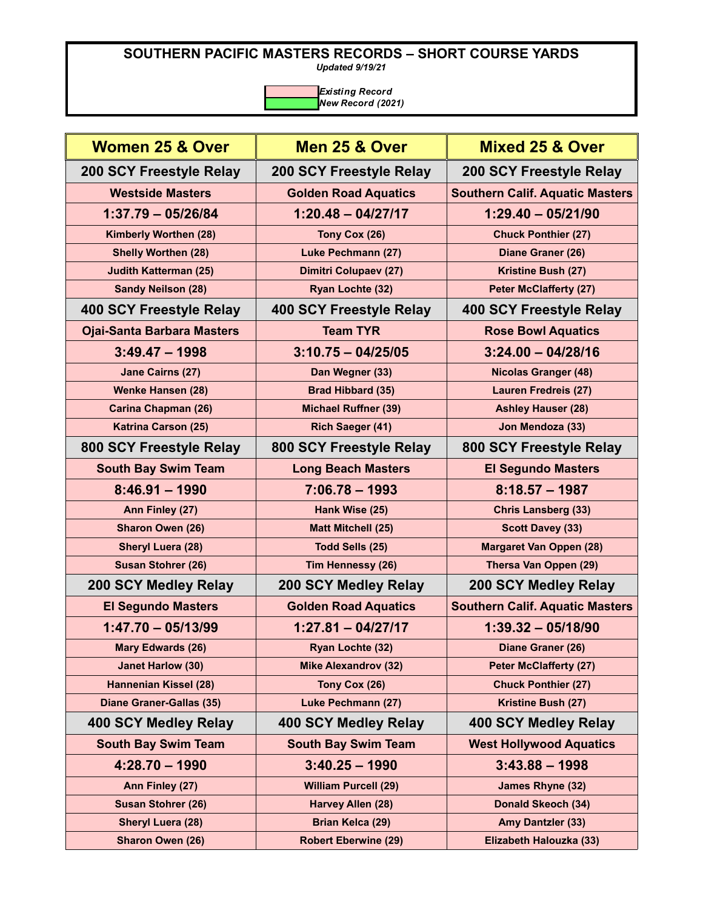# SOUTHERN PACIFIC MASTERS RECORDS – SHORT COURSE YARDS

*Updated 9/19/21*

| | |
|---|---|
| (pink) | *Existing Record* |
| (green) | *New Record (2021)* |

| Women 25 & Over | Men 25 & Over | Mixed 25 & Over |
|---|---|---|
| **200 SCY Freestyle Relay** | **200 SCY Freestyle Relay** | **200 SCY Freestyle Relay** |
| Westside Masters | Golden Road Aquatics | Southern Calif. Aquatic Masters |
| 1:37.79 – 05/26/84 | 1:20.48 – 04/27/17 | 1:29.40 – 05/21/90 |
| Kimberly Worthen (28) | Tony Cox (26) | Chuck Ponthier (27) |
| Shelly Worthen (28) | Luke Pechmann (27) | Diane Graner (26) |
| Judith Katterman (25) | Dimitri Colupaev (27) | Kristine Bush (27) |
| Sandy Neilson (28) | Ryan Lochte (32) | Peter McClafferty (27) |
| **400 SCY Freestyle Relay** | **400 SCY Freestyle Relay** | **400 SCY Freestyle Relay** |
| Ojai-Santa Barbara Masters | Team TYR | Rose Bowl Aquatics |
| 3:49.47 – 1998 | 3:10.75 – 04/25/05 | 3:24.00 – 04/28/16 |
| Jane Cairns (27) | Dan Wegner (33) | Nicolas Granger (48) |
| Wenke Hansen (28) | Brad Hibbard (35) | Lauren Fredreis (27) |
| Carina Chapman (26) | Michael Ruffner (39) | Ashley Hauser (28) |
| Katrina Carson (25) | Rich Saeger (41) | Jon Mendoza (33) |
| **800 SCY Freestyle Relay** | **800 SCY Freestyle Relay** | **800 SCY Freestyle Relay** |
| South Bay Swim Team | Long Beach Masters | El Segundo Masters |
| 8:46.91 – 1990 | 7:06.78 – 1993 | 8:18.57 – 1987 |
| Ann Finley (27) | Hank Wise (25) | Chris Lansberg (33) |
| Sharon Owen (26) | Matt Mitchell (25) | Scott Davey (33) |
| Sheryl Luera (28) | Todd Sells (25) | Margaret Van Oppen (28) |
| Susan Stohrer (26) | Tim Hennessy (26) | Thersa Van Oppen (29) |
| **200 SCY Medley Relay** | **200 SCY Medley Relay** | **200 SCY Medley Relay** |
| El Segundo Masters | Golden Road Aquatics | Southern Calif. Aquatic Masters |
| 1:47.70 – 05/13/99 | 1:27.81 – 04/27/17 | 1:39.32 – 05/18/90 |
| Mary Edwards (26) | Ryan Lochte (32) | Diane Graner (26) |
| Janet Harlow (30) | Mike Alexandrov (32) | Peter McClafferty (27) |
| Hannenian Kissel (28) | Tony Cox (26) | Chuck Ponthier (27) |
| Diane Graner-Gallas (35) | Luke Pechmann (27) | Kristine Bush (27) |
| **400 SCY Medley Relay** | **400 SCY Medley Relay** | **400 SCY Medley Relay** |
| South Bay Swim Team | South Bay Swim Team | West Hollywood Aquatics |
| 4:28.70 – 1990 | 3:40.25 – 1990 | 3:43.88 – 1998 |
| Ann Finley (27) | William Purcell (29) | James Rhyne (32) |
| Susan Stohrer (26) | Harvey Allen (28) | Donald Skeoch (34) |
| Sheryl Luera (28) | Brian Kelca (29) | Amy Dantzler (33) |
| Sharon Owen (26) | Robert Eberwine (29) | Elizabeth Halouzka (33) |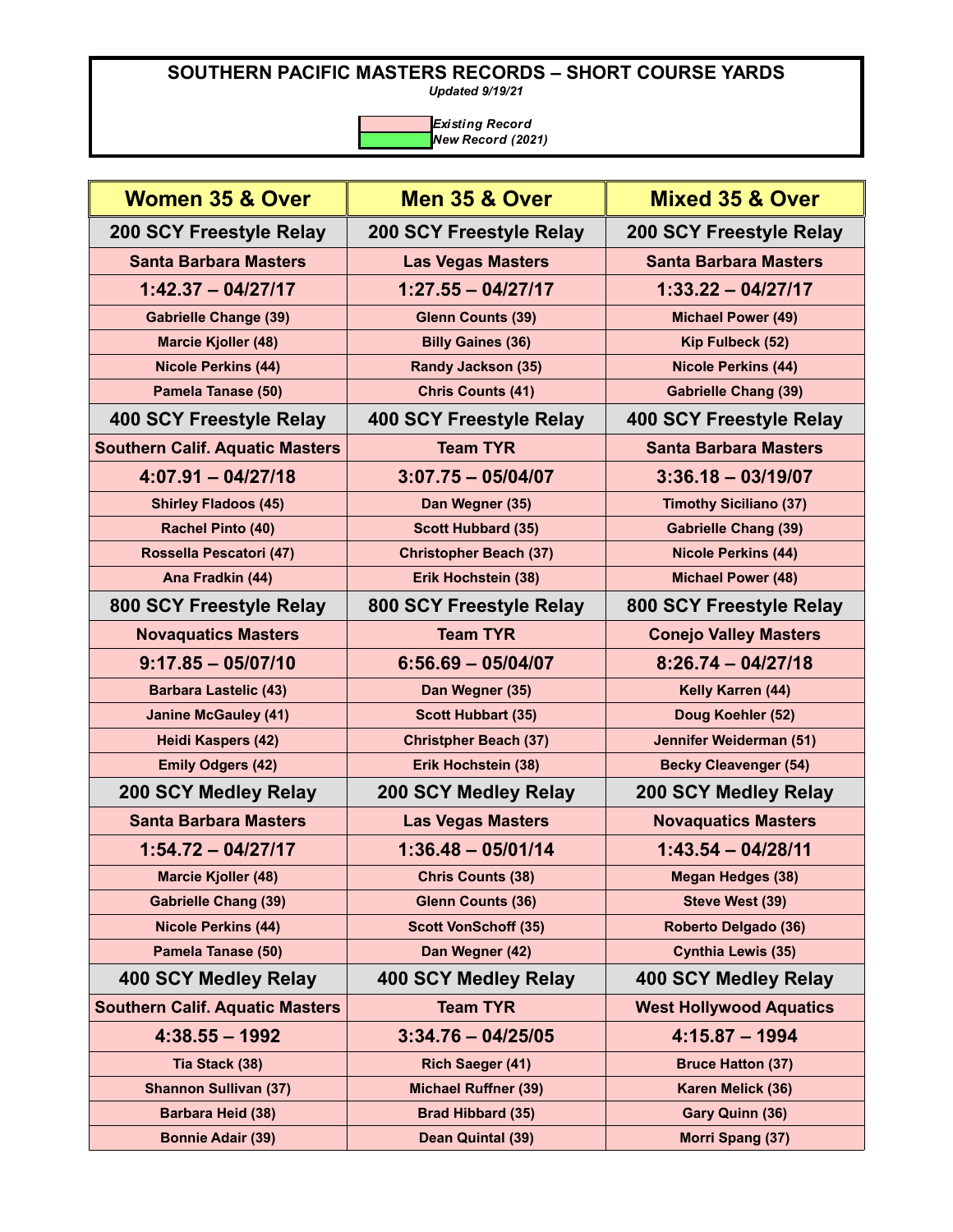# SOUTHERN PACIFIC MASTERS RECORDS – SHORT COURSE YARDS

*Updated 9/19/21*

*Existing Record*
*New Record (2021)*

| Women 35 & Over | Men 35 & Over | Mixed 35 & Over |
|---|---|---|
| **200 SCY Freestyle Relay** | **200 SCY Freestyle Relay** | **200 SCY Freestyle Relay** |
| Santa Barbara Masters | Las Vegas Masters | Santa Barbara Masters |
| 1:42.37 – 04/27/17 | 1:27.55 – 04/27/17 | 1:33.22 – 04/27/17 |
| Gabrielle Change (39) | Glenn Counts (39) | Michael Power (49) |
| Marcie Kjoller (48) | Billy Gaines (36) | Kip Fulbeck (52) |
| Nicole Perkins (44) | Randy Jackson (35) | Nicole Perkins (44) |
| Pamela Tanase (50) | Chris Counts (41) | Gabrielle Chang (39) |
| **400 SCY Freestyle Relay** | **400 SCY Freestyle Relay** | **400 SCY Freestyle Relay** |
| Southern Calif. Aquatic Masters | Team TYR | Santa Barbara Masters |
| 4:07.91 – 04/27/18 | 3:07.75 – 05/04/07 | 3:36.18 – 03/19/07 |
| Shirley Fladoos (45) | Dan Wegner (35) | Timothy Siciliano (37) |
| Rachel Pinto (40) | Scott Hubbard (35) | Gabrielle Chang (39) |
| Rossella Pescatori (47) | Christopher Beach (37) | Nicole Perkins (44) |
| Ana Fradkin (44) | Erik Hochstein (38) | Michael Power (48) |
| **800 SCY Freestyle Relay** | **800 SCY Freestyle Relay** | **800 SCY Freestyle Relay** |
| Novaquatics Masters | Team TYR | Conejo Valley Masters |
| 9:17.85 – 05/07/10 | 6:56.69 – 05/04/07 | 8:26.74 – 04/27/18 |
| Barbara Lastelic (43) | Dan Wegner (35) | Kelly Karren (44) |
| Janine McGauley (41) | Scott Hubbart (35) | Doug Koehler (52) |
| Heidi Kaspers (42) | Christpher Beach (37) | Jennifer Weiderman (51) |
| Emily Odgers (42) | Erik Hochstein (38) | Becky Cleavenger (54) |
| **200 SCY Medley Relay** | **200 SCY Medley Relay** | **200 SCY Medley Relay** |
| Santa Barbara Masters | Las Vegas Masters | Novaquatics Masters |
| 1:54.72 – 04/27/17 | 1:36.48 – 05/01/14 | 1:43.54 – 04/28/11 |
| Marcie Kjoller (48) | Chris Counts (38) | Megan Hedges (38) |
| Gabrielle Chang (39) | Glenn Counts (36) | Steve West (39) |
| Nicole Perkins (44) | Scott VonSchoff (35) | Roberto Delgado (36) |
| Pamela Tanase (50) | Dan Wegner (42) | Cynthia Lewis (35) |
| **400 SCY Medley Relay** | **400 SCY Medley Relay** | **400 SCY Medley Relay** |
| Southern Calif. Aquatic Masters | Team TYR | West Hollywood Aquatics |
| 4:38.55 – 1992 | 3:34.76 – 04/25/05 | 4:15.87 – 1994 |
| Tia Stack (38) | Rich Saeger (41) | Bruce Hatton (37) |
| Shannon Sullivan (37) | Michael Ruffner (39) | Karen Melick (36) |
| Barbara Heid (38) | Brad Hibbard (35) | Gary Quinn (36) |
| Bonnie Adair (39) | Dean Quintal (39) | Morri Spang (37) |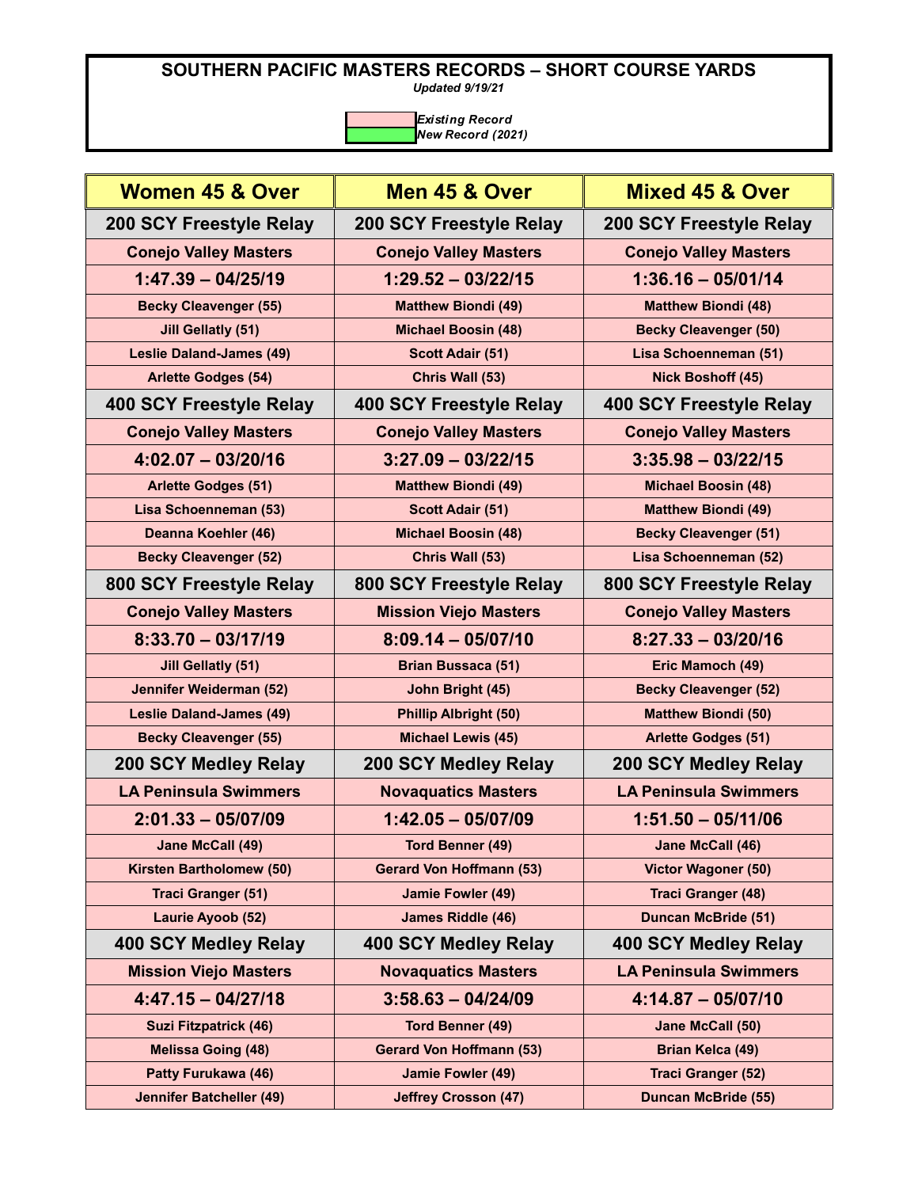**SOUTHERN PACIFIC MASTERS RECORDS – SHORT COURSE YARDS**

*Updated 9/19/21*

| | |
|---|---|
| (pink) | *Existing Record* |
| (green) | *New Record (2021)* |

| Women 45 & Over | Men 45 & Over | Mixed 45 & Over |
|---|---|---|
| **200 SCY Freestyle Relay** | **200 SCY Freestyle Relay** | **200 SCY Freestyle Relay** |
| Conejo Valley Masters | Conejo Valley Masters | Conejo Valley Masters |
| 1:47.39 – 04/25/19 | 1:29.52 – 03/22/15 | 1:36.16 – 05/01/14 |
| Becky Cleavenger (55) | Matthew Biondi (49) | Matthew Biondi (48) |
| Jill Gellatly (51) | Michael Boosin (48) | Becky Cleavenger (50) |
| Leslie Daland-James (49) | Scott Adair (51) | Lisa Schoenneman (51) |
| Arlette Godges (54) | Chris Wall (53) | Nick Boshoff (45) |
| **400 SCY Freestyle Relay** | **400 SCY Freestyle Relay** | **400 SCY Freestyle Relay** |
| Conejo Valley Masters | Conejo Valley Masters | Conejo Valley Masters |
| 4:02.07 – 03/20/16 | 3:27.09 – 03/22/15 | 3:35.98 – 03/22/15 |
| Arlette Godges (51) | Matthew Biondi (49) | Michael Boosin (48) |
| Lisa Schoenneman (53) | Scott Adair (51) | Matthew Biondi (49) |
| Deanna Koehler (46) | Michael Boosin (48) | Becky Cleavenger (51) |
| Becky Cleavenger (52) | Chris Wall (53) | Lisa Schoenneman (52) |
| **800 SCY Freestyle Relay** | **800 SCY Freestyle Relay** | **800 SCY Freestyle Relay** |
| Conejo Valley Masters | Mission Viejo Masters | Conejo Valley Masters |
| 8:33.70 – 03/17/19 | 8:09.14 – 05/07/10 | 8:27.33 – 03/20/16 |
| Jill Gellatly (51) | Brian Bussaca (51) | Eric Mamoch (49) |
| Jennifer Weiderman (52) | John Bright (45) | Becky Cleavenger (52) |
| Leslie Daland-James (49) | Phillip Albright (50) | Matthew Biondi (50) |
| Becky Cleavenger (55) | Michael Lewis (45) | Arlette Godges (51) |
| **200 SCY Medley Relay** | **200 SCY Medley Relay** | **200 SCY Medley Relay** |
| LA Peninsula Swimmers | Novaquatics Masters | LA Peninsula Swimmers |
| 2:01.33 – 05/07/09 | 1:42.05 – 05/07/09 | 1:51.50 – 05/11/06 |
| Jane McCall (49) | Tord Benner (49) | Jane McCall (46) |
| Kirsten Bartholomew (50) | Gerard Von Hoffmann (53) | Victor Wagoner (50) |
| Traci Granger (51) | Jamie Fowler (49) | Traci Granger (48) |
| Laurie Ayoob (52) | James Riddle (46) | Duncan McBride (51) |
| **400 SCY Medley Relay** | **400 SCY Medley Relay** | **400 SCY Medley Relay** |
| Mission Viejo Masters | Novaquatics Masters | LA Peninsula Swimmers |
| 4:47.15 – 04/27/18 | 3:58.63 – 04/24/09 | 4:14.87 – 05/07/10 |
| Suzi Fitzpatrick (46) | Tord Benner (49) | Jane McCall (50) |
| Melissa Going (48) | Gerard Von Hoffmann (53) | Brian Kelca (49) |
| Patty Furukawa (46) | Jamie Fowler (49) | Traci Granger (52) |
| Jennifer Batcheller (49) | Jeffrey Crosson (47) | Duncan McBride (55) |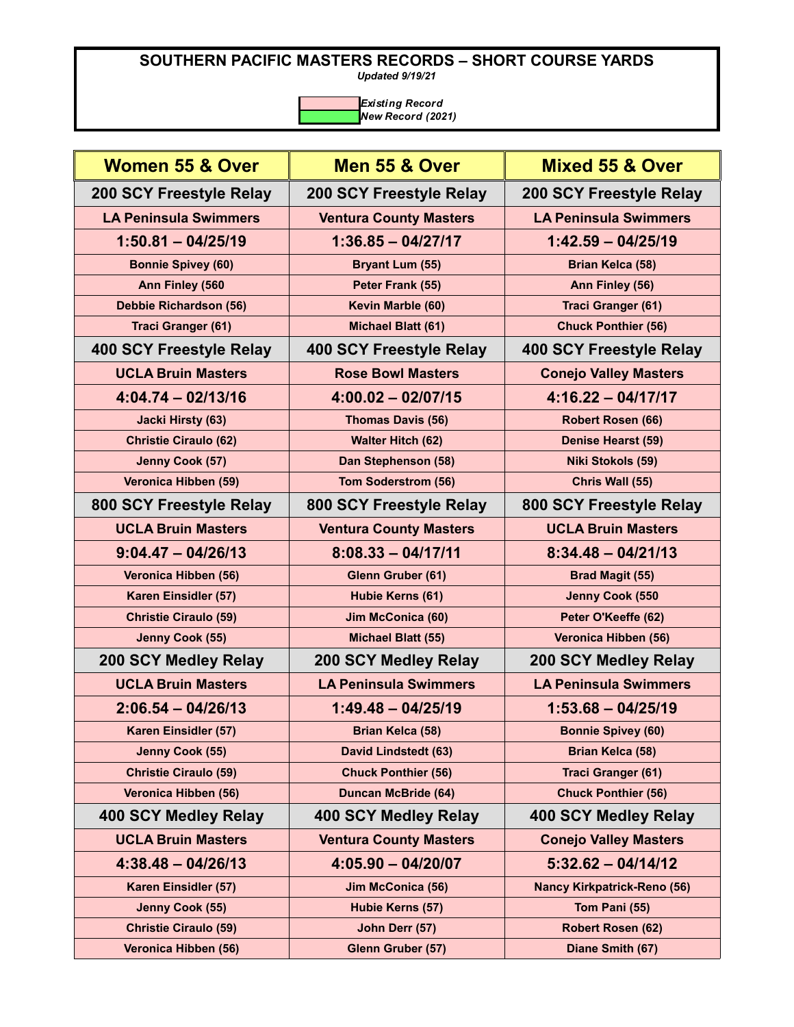# SOUTHERN PACIFIC MASTERS RECORDS – SHORT COURSE YARDS

*Updated 9/19/21*

| | |
|---|---|
| | *Existing Record* |
| | *New Record (2021)* |

| Women 55 & Over | Men 55 & Over | Mixed 55 & Over |
|---|---|---|
| **200 SCY Freestyle Relay** | **200 SCY Freestyle Relay** | **200 SCY Freestyle Relay** |
| LA Peninsula Swimmers | Ventura County Masters | LA Peninsula Swimmers |
| 1:50.81 – 04/25/19 | 1:36.85 – 04/27/17 | 1:42.59 – 04/25/19 |
| Bonnie Spivey (60) | Bryant Lum (55) | Brian Kelca (58) |
| Ann Finley (560 | Peter Frank (55) | Ann Finley (56) |
| Debbie Richardson (56) | Kevin Marble (60) | Traci Granger (61) |
| Traci Granger (61) | Michael Blatt (61) | Chuck Ponthier (56) |
| **400 SCY Freestyle Relay** | **400 SCY Freestyle Relay** | **400 SCY Freestyle Relay** |
| UCLA Bruin Masters | Rose Bowl Masters | Conejo Valley Masters |
| 4:04.74 – 02/13/16 | 4:00.02 – 02/07/15 | 4:16.22 – 04/17/17 |
| Jacki Hirsty (63) | Thomas Davis (56) | Robert Rosen (66) |
| Christie Ciraulo (62) | Walter Hitch (62) | Denise Hearst (59) |
| Jenny Cook (57) | Dan Stephenson (58) | Niki Stokols (59) |
| Veronica Hibben (59) | Tom Soderstrom (56) | Chris Wall (55) |
| **800 SCY Freestyle Relay** | **800 SCY Freestyle Relay** | **800 SCY Freestyle Relay** |
| UCLA Bruin Masters | Ventura County Masters | UCLA Bruin Masters |
| 9:04.47 – 04/26/13 | 8:08.33 – 04/17/11 | 8:34.48 – 04/21/13 |
| Veronica Hibben (56) | Glenn Gruber (61) | Brad Magit (55) |
| Karen Einsidler (57) | Hubie Kerns (61) | Jenny Cook (550 |
| Christie Ciraulo (59) | Jim McConica (60) | Peter O'Keeffe (62) |
| Jenny Cook (55) | Michael Blatt (55) | Veronica Hibben (56) |
| **200 SCY Medley Relay** | **200 SCY Medley Relay** | **200 SCY Medley Relay** |
| UCLA Bruin Masters | LA Peninsula Swimmers | LA Peninsula Swimmers |
| 2:06.54 – 04/26/13 | 1:49.48 – 04/25/19 | 1:53.68 – 04/25/19 |
| Karen Einsidler (57) | Brian Kelca (58) | Bonnie Spivey (60) |
| Jenny Cook (55) | David Lindstedt (63) | Brian Kelca (58) |
| Christie Ciraulo (59) | Chuck Ponthier (56) | Traci Granger (61) |
| Veronica Hibben (56) | Duncan McBride (64) | Chuck Ponthier (56) |
| **400 SCY Medley Relay** | **400 SCY Medley Relay** | **400 SCY Medley Relay** |
| UCLA Bruin Masters | Ventura County Masters | Conejo Valley Masters |
| 4:38.48 – 04/26/13 | 4:05.90 – 04/20/07 | 5:32.62 – 04/14/12 |
| Karen Einsidler (57) | Jim McConica (56) | Nancy Kirkpatrick-Reno (56) |
| Jenny Cook (55) | Hubie Kerns (57) | Tom Pani (55) |
| Christie Ciraulo (59) | John Derr (57) | Robert Rosen (62) |
| Veronica Hibben (56) | Glenn Gruber (57) | Diane Smith (67) |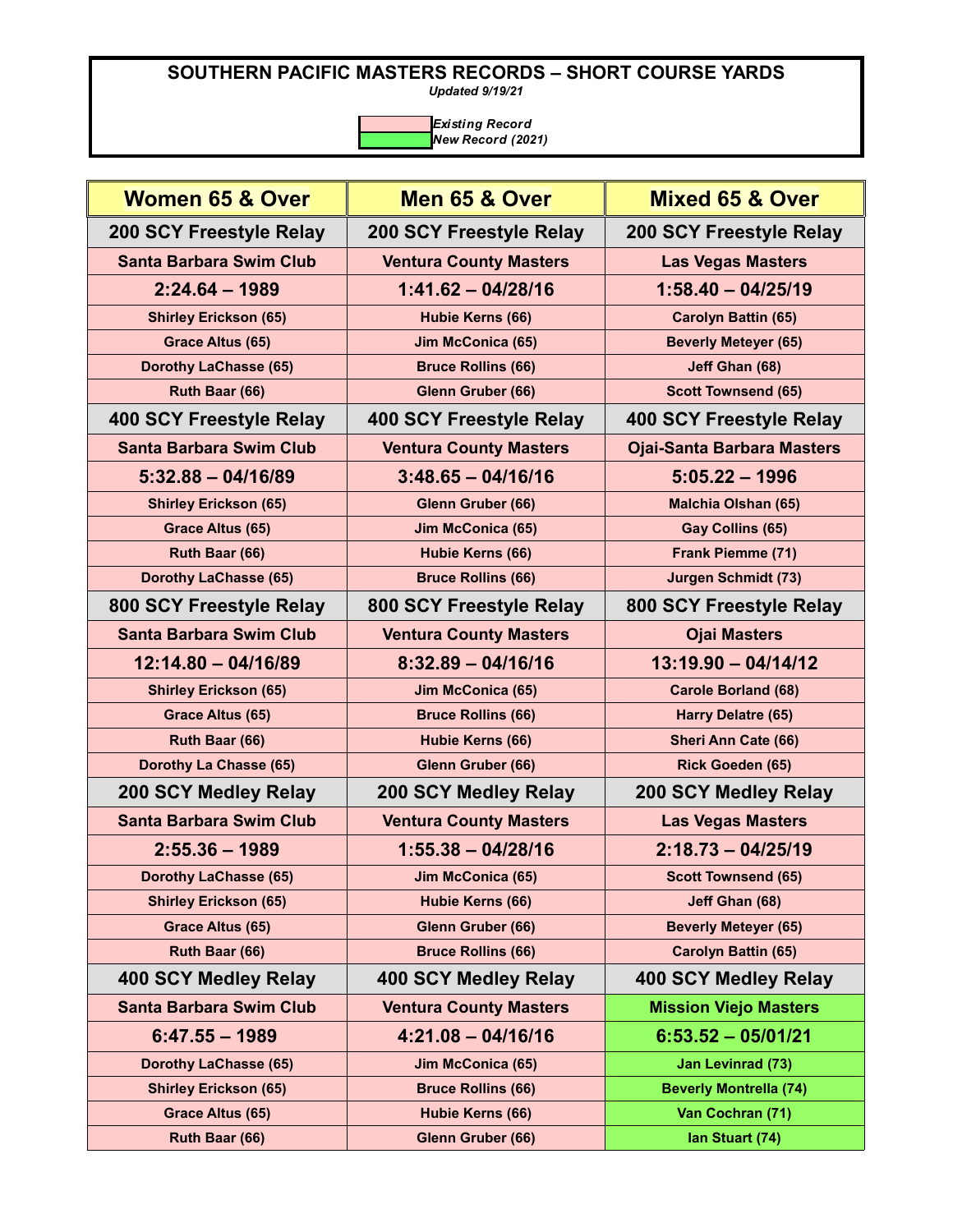## SOUTHERN PACIFIC MASTERS RECORDS – SHORT COURSE YARDS

*Updated 9/19/21*

*Existing Record*
*New Record (2021)*

| Women 65 & Over | Men 65 & Over | Mixed 65 & Over |
|---|---|---|
| **200 SCY Freestyle Relay** | **200 SCY Freestyle Relay** | **200 SCY Freestyle Relay** |
| Santa Barbara Swim Club | Ventura County Masters | Las Vegas Masters |
| 2:24.64 – 1989 | 1:41.62 – 04/28/16 | 1:58.40 – 04/25/19 |
| Shirley Erickson (65) | Hubie Kerns (66) | Carolyn Battin (65) |
| Grace Altus (65) | Jim McConica (65) | Beverly Meteyer (65) |
| Dorothy LaChasse (65) | Bruce Rollins (66) | Jeff Ghan (68) |
| Ruth Baar (66) | Glenn Gruber (66) | Scott Townsend (65) |
| **400 SCY Freestyle Relay** | **400 SCY Freestyle Relay** | **400 SCY Freestyle Relay** |
| Santa Barbara Swim Club | Ventura County Masters | Ojai-Santa Barbara Masters |
| 5:32.88 – 04/16/89 | 3:48.65 – 04/16/16 | 5:05.22 – 1996 |
| Shirley Erickson (65) | Glenn Gruber (66) | Malchia Olshan (65) |
| Grace Altus (65) | Jim McConica (65) | Gay Collins (65) |
| Ruth Baar (66) | Hubie Kerns (66) | Frank Piemme (71) |
| Dorothy LaChasse (65) | Bruce Rollins (66) | Jurgen Schmidt (73) |
| **800 SCY Freestyle Relay** | **800 SCY Freestyle Relay** | **800 SCY Freestyle Relay** |
| Santa Barbara Swim Club | Ventura County Masters | Ojai Masters |
| 12:14.80 – 04/16/89 | 8:32.89 – 04/16/16 | 13:19.90 – 04/14/12 |
| Shirley Erickson (65) | Jim McConica (65) | Carole Borland (68) |
| Grace Altus (65) | Bruce Rollins (66) | Harry Delatre (65) |
| Ruth Baar (66) | Hubie Kerns (66) | Sheri Ann Cate (66) |
| Dorothy La Chasse (65) | Glenn Gruber (66) | Rick Goeden (65) |
| **200 SCY Medley Relay** | **200 SCY Medley Relay** | **200 SCY Medley Relay** |
| Santa Barbara Swim Club | Ventura County Masters | Las Vegas Masters |
| 2:55.36 – 1989 | 1:55.38 – 04/28/16 | 2:18.73 – 04/25/19 |
| Dorothy LaChasse (65) | Jim McConica (65) | Scott Townsend (65) |
| Shirley Erickson (65) | Hubie Kerns (66) | Jeff Ghan (68) |
| Grace Altus (65) | Glenn Gruber (66) | Beverly Meteyer (65) |
| Ruth Baar (66) | Bruce Rollins (66) | Carolyn Battin (65) |
| **400 SCY Medley Relay** | **400 SCY Medley Relay** | **400 SCY Medley Relay** |
| Santa Barbara Swim Club | Ventura County Masters | Mission Viejo Masters |
| 6:47.55 – 1989 | 4:21.08 – 04/16/16 | 6:53.52 – 05/01/21 |
| Dorothy LaChasse (65) | Jim McConica (65) | Jan Levinrad (73) |
| Shirley Erickson (65) | Bruce Rollins (66) | Beverly Montrella (74) |
| Grace Altus (65) | Hubie Kerns (66) | Van Cochran (71) |
| Ruth Baar (66) | Glenn Gruber (66) | Ian Stuart (74) |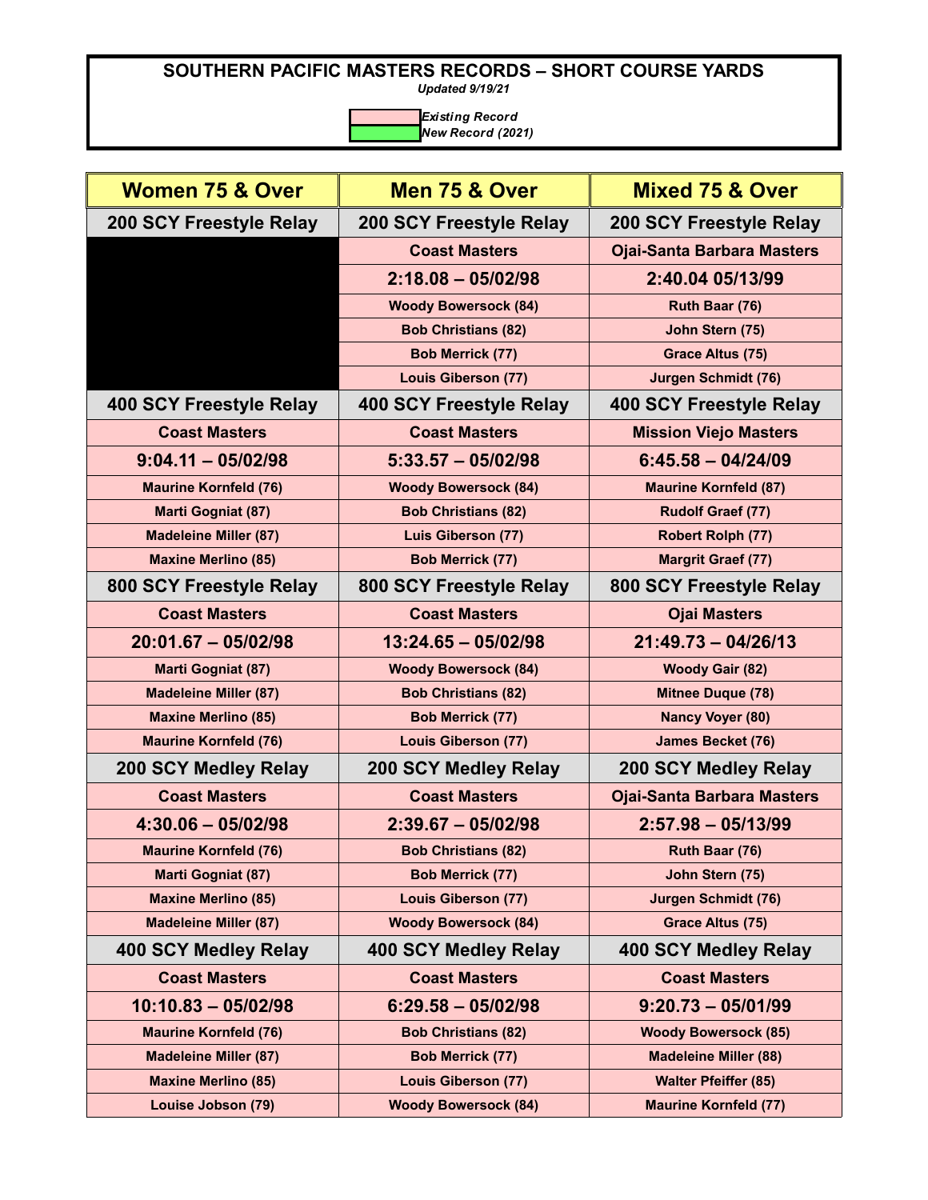# SOUTHERN PACIFIC MASTERS RECORDS – SHORT COURSE YARDS

*Updated 9/19/21*

*Existing Record*
*New Record (2021)*

| Women 75 & Over | Men 75 & Over | Mixed 75 & Over |
|---|---|---|
| **200 SCY Freestyle Relay** | **200 SCY Freestyle Relay** | **200 SCY Freestyle Relay** |
| | Coast Masters | Ojai-Santa Barbara Masters |
| | 2:18.08 – 05/02/98 | 2:40.04 05/13/99 |
| | Woody Bowersock (84) | Ruth Baar (76) |
| | Bob Christians (82) | John Stern (75) |
| | Bob Merrick (77) | Grace Altus (75) |
| | Louis Giberson (77) | Jurgen Schmidt (76) |
| **400 SCY Freestyle Relay** | **400 SCY Freestyle Relay** | **400 SCY Freestyle Relay** |
| Coast Masters | Coast Masters | Mission Viejo Masters |
| 9:04.11 – 05/02/98 | 5:33.57 – 05/02/98 | 6:45.58 – 04/24/09 |
| Maurine Kornfeld (76) | Woody Bowersock (84) | Maurine Kornfeld (87) |
| Marti Gogniat (87) | Bob Christians (82) | Rudolf Graef (77) |
| Madeleine Miller (87) | Luis Giberson (77) | Robert Rolph (77) |
| Maxine Merlino (85) | Bob Merrick (77) | Margrit Graef (77) |
| **800 SCY Freestyle Relay** | **800 SCY Freestyle Relay** | **800 SCY Freestyle Relay** |
| Coast Masters | Coast Masters | Ojai Masters |
| 20:01.67 – 05/02/98 | 13:24.65 – 05/02/98 | 21:49.73 – 04/26/13 |
| Marti Gogniat (87) | Woody Bowersock (84) | Woody Gair (82) |
| Madeleine Miller (87) | Bob Christians (82) | Mitnee Duque (78) |
| Maxine Merlino (85) | Bob Merrick (77) | Nancy Voyer (80) |
| Maurine Kornfeld (76) | Louis Giberson (77) | James Becket (76) |
| **200 SCY Medley Relay** | **200 SCY Medley Relay** | **200 SCY Medley Relay** |
| Coast Masters | Coast Masters | Ojai-Santa Barbara Masters |
| 4:30.06 – 05/02/98 | 2:39.67 – 05/02/98 | 2:57.98 – 05/13/99 |
| Maurine Kornfeld (76) | Bob Christians (82) | Ruth Baar (76) |
| Marti Gogniat (87) | Bob Merrick (77) | John Stern (75) |
| Maxine Merlino (85) | Louis Giberson (77) | Jurgen Schmidt (76) |
| Madeleine Miller (87) | Woody Bowersock (84) | Grace Altus (75) |
| **400 SCY Medley Relay** | **400 SCY Medley Relay** | **400 SCY Medley Relay** |
| Coast Masters | Coast Masters | Coast Masters |
| 10:10.83 – 05/02/98 | 6:29.58 – 05/02/98 | 9:20.73 – 05/01/99 |
| Maurine Kornfeld (76) | Bob Christians (82) | Woody Bowersock (85) |
| Madeleine Miller (87) | Bob Merrick (77) | Madeleine Miller (88) |
| Maxine Merlino (85) | Louis Giberson (77) | Walter Pfeiffer (85) |
| Louise Jobson (79) | Woody Bowersock (84) | Maurine Kornfeld (77) |